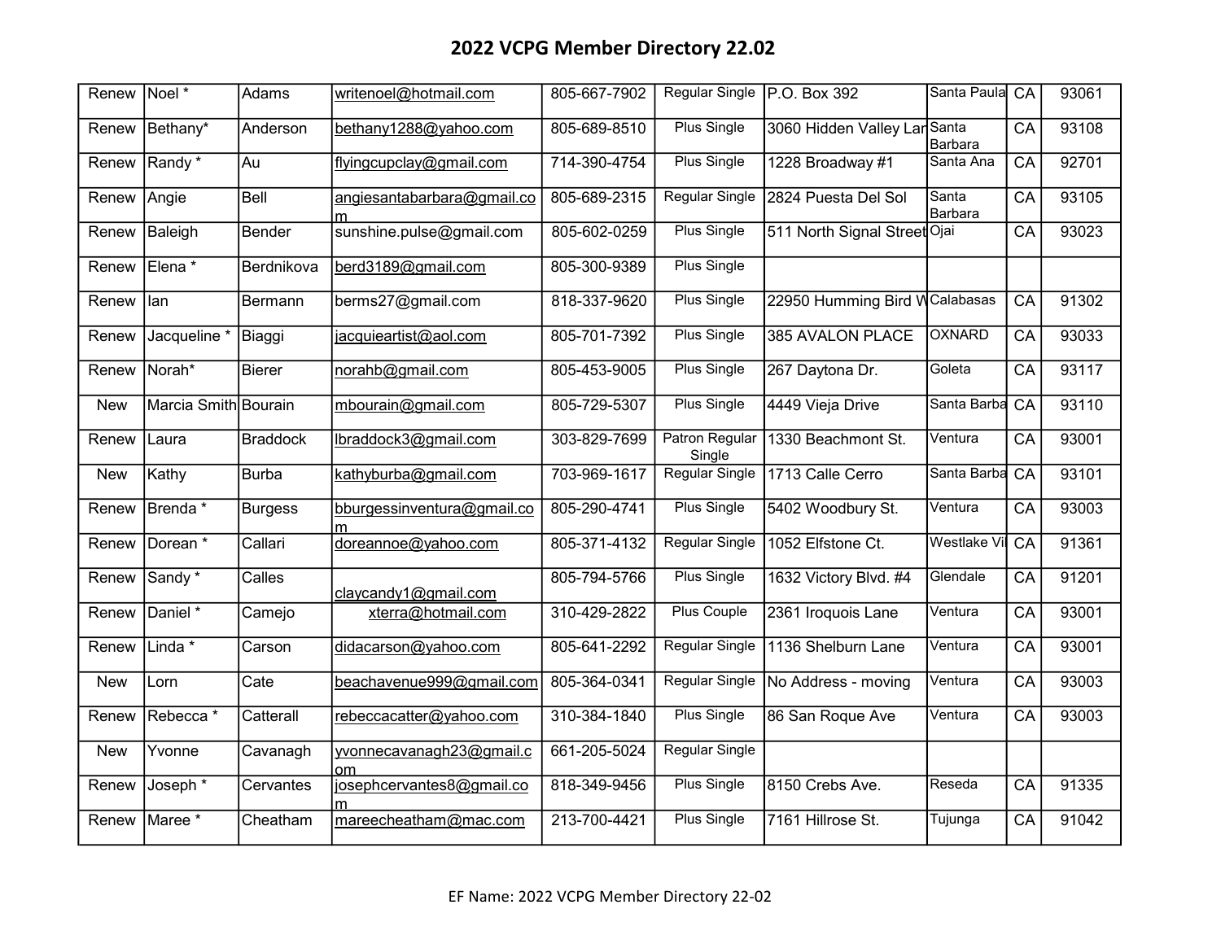# 2022 VCPG Member Directory 22.02

| | | | | | | | | | |
|---|---|---|---|---|---|---|---|---|---|
| Renew | Noel * | Adams | writenoel@hotmail.com | 805-667-7902 | Regular Single | P.O. Box 392 | Santa Paula | CA | 93061 |
| Renew | Bethany* | Anderson | bethany1288@yahoo.com | 805-689-8510 | Plus Single | 3060 Hidden Valley Lar | Santa Barbara | CA | 93108 |
| Renew | Randy * | Au | flyingcupclay@gmail.com | 714-390-4754 | Plus Single | 1228 Broadway #1 | Santa Ana | CA | 92701 |
| Renew | Angie | Bell | angiesantabarbara@gmail.com | 805-689-2315 | Regular Single | 2824 Puesta Del Sol | Santa Barbara | CA | 93105 |
| Renew | Baleigh | Bender | sunshine.pulse@gmail.com | 805-602-0259 | Plus Single | 511 North Signal Street | Ojai | CA | 93023 |
| Renew | Elena * | Berdnikova | berd3189@gmail.com | 805-300-9389 | Plus Single | | | | |
| Renew | Ian | Bermann | berms27@gmail.com | 818-337-9620 | Plus Single | 22950 Humming Bird W | Calabasas | CA | 91302 |
| Renew | Jacqueline * | Biaggi | jacquieartist@aol.com | 805-701-7392 | Plus Single | 385 AVALON PLACE | OXNARD | CA | 93033 |
| Renew | Norah* | Bierer | norahb@gmail.com | 805-453-9005 | Plus Single | 267 Daytona Dr. | Goleta | CA | 93117 |
| New | Marcia Smith | Bourain | mbourain@gmail.com | 805-729-5307 | Plus Single | 4449 Vieja Drive | Santa Barba | CA | 93110 |
| Renew | Laura | Braddock | lbraddock3@gmail.com | 303-829-7699 | Patron Regular Single | 1330 Beachmont St. | Ventura | CA | 93001 |
| New | Kathy | Burba | kathyburba@gmail.com | 703-969-1617 | Regular Single | 1713 Calle Cerro | Santa Barba | CA | 93101 |
| Renew | Brenda * | Burgess | bburgessinventura@gmail.com | 805-290-4741 | Plus Single | 5402 Woodbury St. | Ventura | CA | 93003 |
| Renew | Dorean * | Callari | doreannoe@yahoo.com | 805-371-4132 | Regular Single | 1052 Elfstone Ct. | Westlake Vi | CA | 91361 |
| Renew | Sandy * | Calles | claycandy1@gmail.com | 805-794-5766 | Plus Single | 1632 Victory Blvd. #4 | Glendale | CA | 91201 |
| Renew | Daniel * | Camejo | xterra@hotmail.com | 310-429-2822 | Plus Couple | 2361 Iroquois Lane | Ventura | CA | 93001 |
| Renew | Linda * | Carson | didacarson@yahoo.com | 805-641-2292 | Regular Single | 1136 Shelburn Lane | Ventura | CA | 93001 |
| New | Lorn | Cate | beachavenue999@gmail.com | 805-364-0341 | Regular Single | No Address - moving | Ventura | CA | 93003 |
| Renew | Rebecca * | Catterall | rebeccacatter@yahoo.com | 310-384-1840 | Plus Single | 86 San Roque Ave | Ventura | CA | 93003 |
| New | Yvonne | Cavanagh | yvonnecavanagh23@gmail.com | 661-205-5024 | Regular Single | | | | |
| Renew | Joseph * | Cervantes | josephcervantes8@gmail.com | 818-349-9456 | Plus Single | 8150 Crebs Ave. | Reseda | CA | 91335 |
| Renew | Maree * | Cheatham | mareecheatham@mac.com | 213-700-4421 | Plus Single | 7161 Hillrose St. | Tujunga | CA | 91042 |

EF Name: 2022 VCPG Member Directory 22-02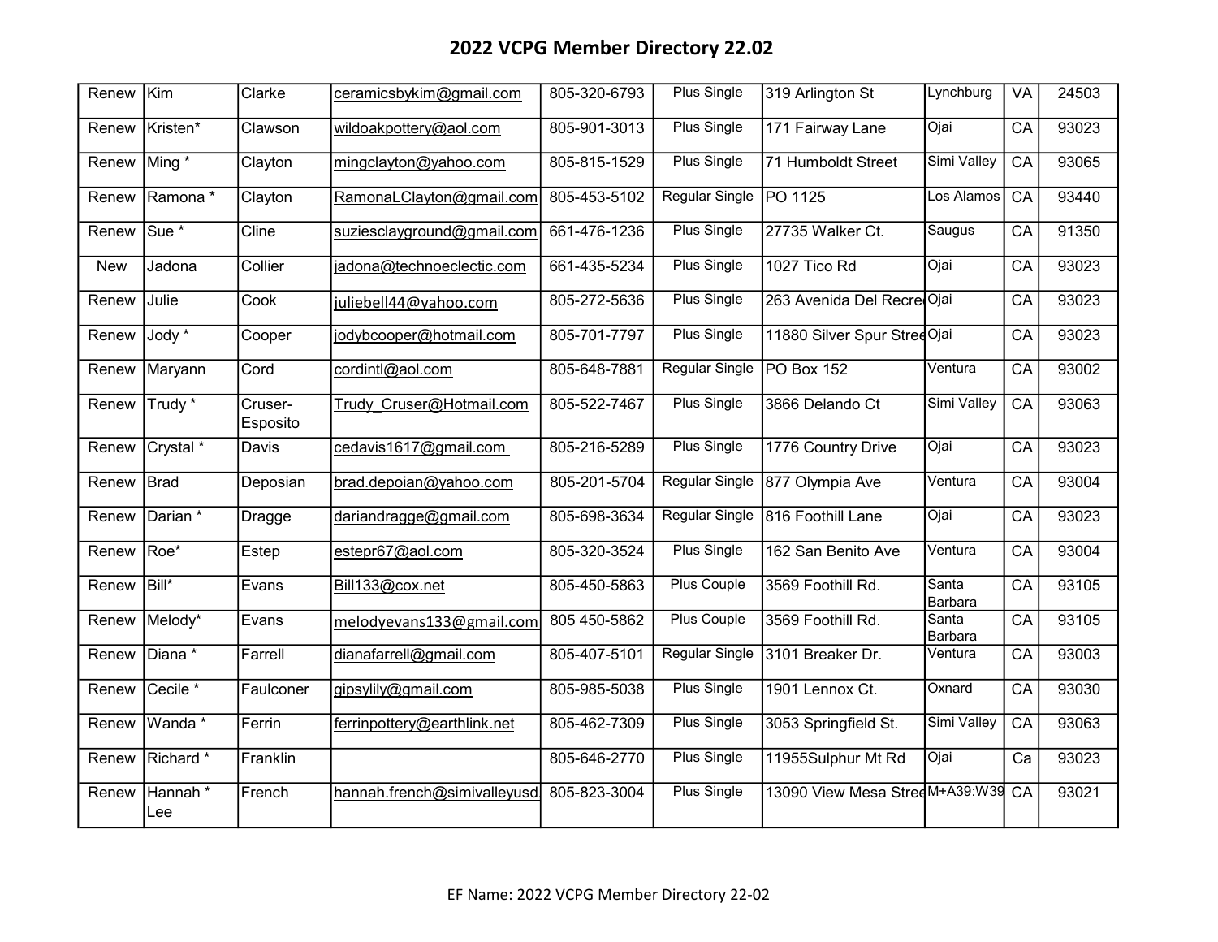# 2022 VCPG Member Directory 22.02

| Renew | Kim | Clarke | ceramicsbykim@gmail.com | 805-320-6793 | Plus Single | 319 Arlington St | Lynchburg | VA | 24503 |
|---|---|---|---|---|---|---|---|---|---|
| Renew | Kristen* | Clawson | wildoakpottery@aol.com | 805-901-3013 | Plus Single | 171 Fairway Lane | Ojai | CA | 93023 |
| Renew | Ming * | Clayton | mingclayton@yahoo.com | 805-815-1529 | Plus Single | 71 Humboldt Street | Simi Valley | CA | 93065 |
| Renew | Ramona * | Clayton | RamonaLClayton@gmail.com | 805-453-5102 | Regular Single | PO 1125 | Los Alamos | CA | 93440 |
| Renew | Sue * | Cline | suziesclayground@gmail.com | 661-476-1236 | Plus Single | 27735 Walker Ct. | Saugus | CA | 91350 |
| New | Jadona | Collier | jadona@technoeclectic.com | 661-435-5234 | Plus Single | 1027 Tico Rd | Ojai | CA | 93023 |
| Renew | Julie | Cook | juliebell44@yahoo.com | 805-272-5636 | Plus Single | 263 Avenida Del Recre | Ojai | CA | 93023 |
| Renew | Jody * | Cooper | jodybcooper@hotmail.com | 805-701-7797 | Plus Single | 11880 Silver Spur Stree | Ojai | CA | 93023 |
| Renew | Maryann | Cord | cordintl@aol.com | 805-648-7881 | Regular Single | PO Box 152 | Ventura | CA | 93002 |
| Renew | Trudy * | Cruser-Esposito | Trudy_Cruser@Hotmail.com | 805-522-7467 | Plus Single | 3866 Delando Ct | Simi Valley | CA | 93063 |
| Renew | Crystal * | Davis | cedavis1617@gmail.com | 805-216-5289 | Plus Single | 1776 Country Drive | Ojai | CA | 93023 |
| Renew | Brad | Deposian | brad.depoian@yahoo.com | 805-201-5704 | Regular Single | 877 Olympia Ave | Ventura | CA | 93004 |
| Renew | Darian * | Dragge | dariandragge@gmail.com | 805-698-3634 | Regular Single | 816 Foothill Lane | Ojai | CA | 93023 |
| Renew | Roe* | Estep | estepr67@aol.com | 805-320-3524 | Plus Single | 162 San Benito Ave | Ventura | CA | 93004 |
| Renew | Bill* | Evans | Bill133@cox.net | 805-450-5863 | Plus Couple | 3569 Foothill Rd. | Santa Barbara | CA | 93105 |
| Renew | Melody* | Evans | melodyevans133@gmail.com | 805 450-5862 | Plus Couple | 3569 Foothill Rd. | Santa Barbara | CA | 93105 |
| Renew | Diana * | Farrell | dianafarrell@gmail.com | 805-407-5101 | Regular Single | 3101 Breaker Dr. | Ventura | CA | 93003 |
| Renew | Cecile * | Faulconer | gipsylily@gmail.com | 805-985-5038 | Plus Single | 1901 Lennox Ct. | Oxnard | CA | 93030 |
| Renew | Wanda * | Ferrin | ferrinpottery@earthlink.net | 805-462-7309 | Plus Single | 3053 Springfield St. | Simi Valley | CA | 93063 |
| Renew | Richard * | Franklin | | 805-646-2770 | Plus Single | 11955Sulphur Mt Rd | Ojai | Ca | 93023 |
| Renew | Hannah * Lee | French | hannah.french@simivalleyusd | 805-823-3004 | Plus Single | 13090 View Mesa Stree | M+A39:W39 | CA | 93021 |

EF Name: 2022 VCPG Member Directory 22-02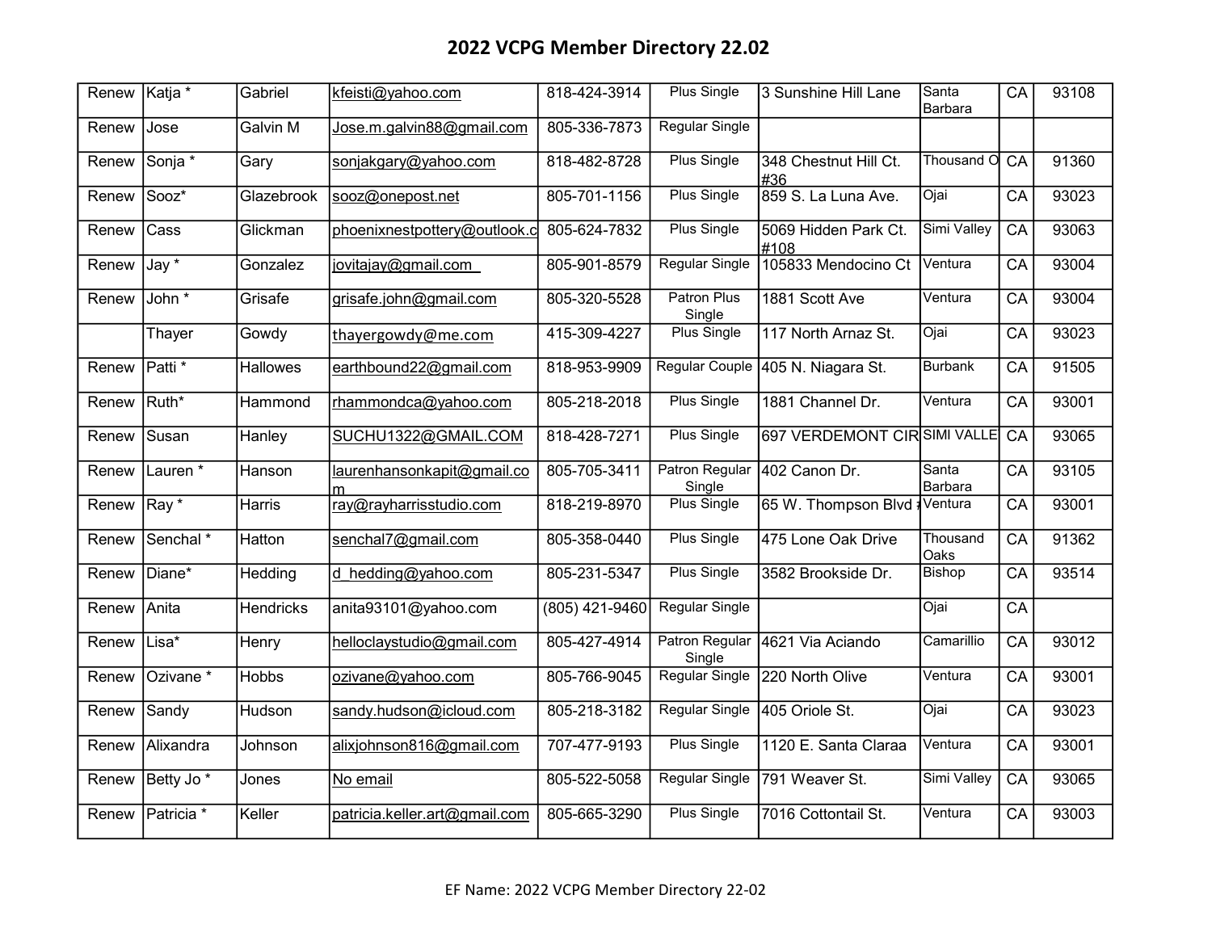# 2022 VCPG Member Directory 22.02

| | | | | | | | | | |
|---|---|---|---|---|---|---|---|---|---|
| Renew | Katja * | Gabriel | kfeisti@yahoo.com | 818-424-3914 | Plus Single | 3 Sunshine Hill Lane | Santa Barbara | CA | 93108 |
| Renew | Jose | Galvin M | Jose.m.galvin88@gmail.com | 805-336-7873 | Regular Single | | | | |
| Renew | Sonja * | Gary | sonjakgary@yahoo.com | 818-482-8728 | Plus Single | 348 Chestnut Hill Ct. #36 | Thousand O | CA | 91360 |
| Renew | Sooz* | Glazebrook | sooz@onepost.net | 805-701-1156 | Plus Single | 859 S. La Luna Ave. | Ojai | CA | 93023 |
| Renew | Cass | Glickman | phoenixnestpottery@outlook.c | 805-624-7832 | Plus Single | 5069 Hidden Park Ct. #108 | Simi Valley | CA | 93063 |
| Renew | Jay * | Gonzalez | jovitajay@gmail.com | 805-901-8579 | Regular Single | 105833 Mendocino Ct | Ventura | CA | 93004 |
| Renew | John * | Grisafe | grisafe.john@gmail.com | 805-320-5528 | Patron Plus Single | 1881 Scott Ave | Ventura | CA | 93004 |
| | Thayer | Gowdy | thayergowdy@me.com | 415-309-4227 | Plus Single | 117 North Arnaz St. | Ojai | CA | 93023 |
| Renew | Patti * | Hallowes | earthbound22@gmail.com | 818-953-9909 | Regular Couple | 405 N. Niagara St. | Burbank | CA | 91505 |
| Renew | Ruth* | Hammond | rhammondca@yahoo.com | 805-218-2018 | Plus Single | 1881 Channel Dr. | Ventura | CA | 93001 |
| Renew | Susan | Hanley | SUCHU1322@GMAIL.COM | 818-428-7271 | Plus Single | 697 VERDEMONT CIR | SIMI VALLE | CA | 93065 |
| Renew | Lauren * | Hanson | laurenhansonkapit@gmail.com | 805-705-3411 | Patron Regular Single | 402 Canon Dr. | Santa Barbara | CA | 93105 |
| Renew | Ray * | Harris | ray@rayharrisstudio.com | 818-219-8970 | Plus Single | 65 W. Thompson Blvd # | Ventura | CA | 93001 |
| Renew | Senchal * | Hatton | senchal7@gmail.com | 805-358-0440 | Plus Single | 475 Lone Oak Drive | Thousand Oaks | CA | 91362 |
| Renew | Diane* | Hedding | d_hedding@yahoo.com | 805-231-5347 | Plus Single | 3582 Brookside Dr. | Bishop | CA | 93514 |
| Renew | Anita | Hendricks | anita93101@yahoo.com | (805) 421-9460 | Regular Single | | Ojai | CA | |
| Renew | Lisa* | Henry | helloclaystudio@gmail.com | 805-427-4914 | Patron Regular Single | 4621 Via Aciando | Camarillio | CA | 93012 |
| Renew | Ozivane * | Hobbs | ozivane@yahoo.com | 805-766-9045 | Regular Single | 220 North Olive | Ventura | CA | 93001 |
| Renew | Sandy | Hudson | sandy.hudson@icloud.com | 805-218-3182 | Regular Single | 405 Oriole St. | Ojai | CA | 93023 |
| Renew | Alixandra | Johnson | alixjohnson816@gmail.com | 707-477-9193 | Plus Single | 1120 E. Santa Claraa | Ventura | CA | 93001 |
| Renew | Betty Jo * | Jones | No email | 805-522-5058 | Regular Single | 791 Weaver St. | Simi Valley | CA | 93065 |
| Renew | Patricia * | Keller | patricia.keller.art@gmail.com | 805-665-3290 | Plus Single | 7016 Cottontail St. | Ventura | CA | 93003 |

EF Name: 2022 VCPG Member Directory 22-02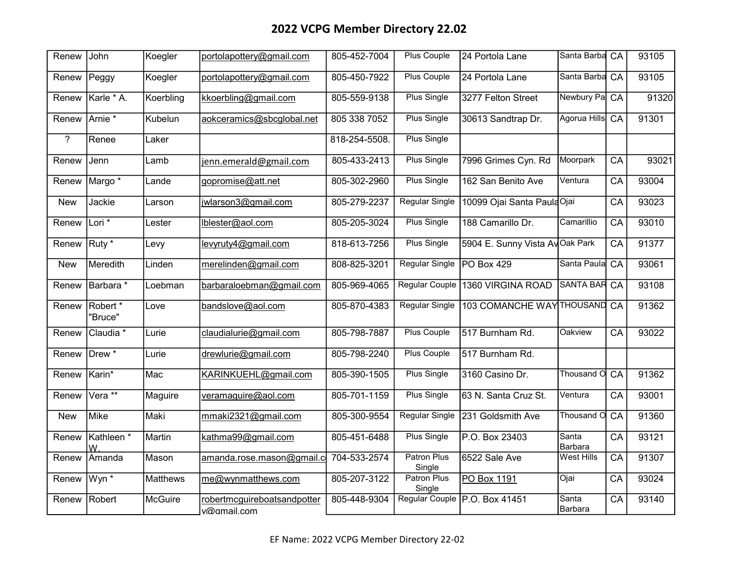# 2022 VCPG Member Directory 22.02

| | | | | | | | | | |
|---|---|---|---|---|---|---|---|---|---|
| Renew | John | Koegler | portolapottery@gmail.com | 805-452-7004 | Plus Couple | 24 Portola Lane | Santa Barba | CA | 93105 |
| Renew | Peggy | Koegler | portolapottery@gmail.com | 805-450-7922 | Plus Couple | 24 Portola Lane | Santa Barba | CA | 93105 |
| Renew | Karle * A. | Koerbling | kkoerbling@gmail.com | 805-559-9138 | Plus Single | 3277 Felton Street | Newbury Pa | CA | 91320 |
| Renew | Arnie * | Kubelun | aokceramics@sbcglobal.net | 805 338 7052 | Plus Single | 30613 Sandtrap Dr. | Agorua Hills | CA | 91301 |
| ? | Renee | Laker | | 818-254-5508. | Plus Single | | | | |
| Renew | Jenn | Lamb | jenn.emerald@gmail.com | 805-433-2413 | Plus Single | 7996 Grimes Cyn. Rd | Moorpark | CA | 93021 |
| Renew | Margo * | Lande | gopromise@att.net | 805-302-2960 | Plus Single | 162 San Benito Ave | Ventura | CA | 93004 |
| New | Jackie | Larson | jwlarson3@gmail.com | 805-279-2237 | Regular Single | 10099 Ojai Santa Paula | Ojai | CA | 93023 |
| Renew | Lori * | Lester | lblester@aol.com | 805-205-3024 | Plus Single | 188 Camarillo Dr. | Camarillio | CA | 93010 |
| Renew | Ruty * | Levy | levyruty4@gmail.com | 818-613-7256 | Plus Single | 5904 E. Sunny Vista Av | Oak Park | CA | 91377 |
| New | Meredith | Linden | merelinden@gmail.com | 808-825-3201 | Regular Single | PO Box 429 | Santa Paula | CA | 93061 |
| Renew | Barbara * | Loebman | barbaraloebman@gmail.com | 805-969-4065 | Regular Couple | 1360 VIRGINA ROAD | SANTA BAR | CA | 93108 |
| Renew | Robert * "Bruce" | Love | bandslove@aol.com | 805-870-4383 | Regular Single | 103 COMANCHE WAY | THOUSAND | CA | 91362 |
| Renew | Claudia * | Lurie | claudialurie@gmail.com | 805-798-7887 | Plus Couple | 517 Burnham Rd. | Oakview | CA | 93022 |
| Renew | Drew * | Lurie | drewlurie@gmail.com | 805-798-2240 | Plus Couple | 517 Burnham Rd. | | | |
| Renew | Karin* | Mac | KARINKUEHL@gmail.com | 805-390-1505 | Plus Single | 3160 Casino Dr. | Thousand O | CA | 91362 |
| Renew | Vera ** | Maguire | veramaguire@aol.com | 805-701-1159 | Plus Single | 63 N. Santa Cruz St. | Ventura | CA | 93001 |
| New | Mike | Maki | mmaki2321@gmail.com | 805-300-9554 | Regular Single | 231 Goldsmith Ave | Thousand O | CA | 91360 |
| Renew | Kathleen * W. | Martin | kathma99@gmail.com | 805-451-6488 | Plus Single | P.O. Box 23403 | Santa Barbara | CA | 93121 |
| Renew | Amanda | Mason | amanda.rose.mason@gmail.c | 704-533-2574 | Patron Plus Single | 6522 Sale Ave | West Hills | CA | 91307 |
| Renew | Wyn * | Matthews | me@wynmatthews.com | 805-207-3122 | Patron Plus Single | PO Box 1191 | Ojai | CA | 93024 |
| Renew | Robert | McGuire | robertmcguireboatsandpottery@gmail.com | 805-448-9304 | Regular Couple | P.O. Box 41451 | Santa Barbara | CA | 93140 |

EF Name: 2022 VCPG Member Directory 22-02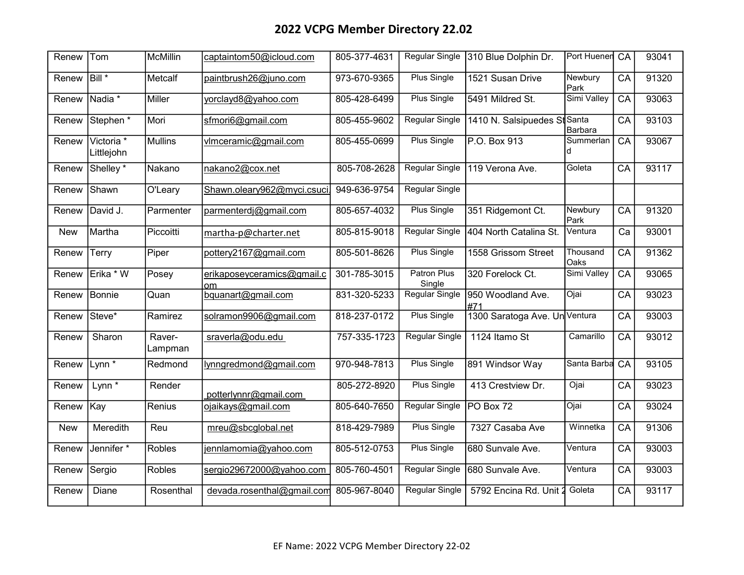# 2022 VCPG Member Directory 22.02

| | | | | | | | | | |
|---|---|---|---|---|---|---|---|---|---|
| Renew | Tom | McMillin | captaintom50@icloud.com | 805-377-4631 | Regular Single | 310 Blue Dolphin Dr. | Port Hueneme | CA | 93041 |
| Renew | Bill * | Metcalf | paintbrush26@juno.com | 973-670-9365 | Plus Single | 1521 Susan Drive | Newbury Park | CA | 91320 |
| Renew | Nadia * | Miller | yorclayd8@yahoo.com | 805-428-6499 | Plus Single | 5491 Mildred St. | Simi Valley | CA | 93063 |
| Renew | Stephen * | Mori | sfmori6@gmail.com | 805-455-9602 | Regular Single | 1410 N. Salsipuedes St | Santa Barbara | CA | 93103 |
| Renew | Victoria * Littlejohn | Mullins | vlmceramic@gmail.com | 805-455-0699 | Plus Single | P.O. Box 913 | Summerland | CA | 93067 |
| Renew | Shelley * | Nakano | nakano2@cox.net | 805-708-2628 | Regular Single | 119 Verona Ave. | Goleta | CA | 93117 |
| Renew | Shawn | O'Leary | Shawn.oleary962@myci.csuci. | 949-636-9754 | Regular Single | | | | |
| Renew | David J. | Parmenter | parmenterdj@gmail.com | 805-657-4032 | Plus Single | 351 Ridgemont Ct. | Newbury Park | CA | 91320 |
| New | Martha | Piccoitti | martha-p@charter.net | 805-815-9018 | Regular Single | 404 North Catalina St. | Ventura | Ca | 93001 |
| Renew | Terry | Piper | pottery2167@gmail.com | 805-501-8626 | Plus Single | 1558 Grissom Street | Thousand Oaks | CA | 91362 |
| Renew | Erika * W | Posey | erikaposeyceramics@gmail.com | 301-785-3015 | Patron Plus Single | 320 Forelock Ct. | Simi Valley | CA | 93065 |
| Renew | Bonnie | Quan | bquanart@gmail.com | 831-320-5233 | Regular Single | 950 Woodland Ave. #71 | Ojai | CA | 93023 |
| Renew | Steve* | Ramirez | solramon9906@gmail.com | 818-237-0172 | Plus Single | 1300 Saratoga Ave. Un | Ventura | CA | 93003 |
| Renew | Sharon | Raver-Lampman | sraverla@odu.edu | 757-335-1723 | Regular Single | 1124 Itamo St | Camarillo | CA | 93012 |
| Renew | Lynn * | Redmond | lynngredmond@gmail.com | 970-948-7813 | Plus Single | 891 Windsor Way | Santa Barba | CA | 93105 |
| Renew | Lynn * | Render | potterlynnr@gmail.com | 805-272-8920 | Plus Single | 413 Crestview Dr. | Ojai | CA | 93023 |
| Renew | Kay | Renius | ojaikays@gmail.com | 805-640-7650 | Regular Single | PO Box 72 | Ojai | CA | 93024 |
| New | Meredith | Reu | mreu@sbcglobal.net | 818-429-7989 | Plus Single | 7327 Casaba Ave | Winnetka | CA | 91306 |
| Renew | Jennifer * | Robles | jennlamomia@yahoo.com | 805-512-0753 | Plus Single | 680 Sunvale Ave. | Ventura | CA | 93003 |
| Renew | Sergio | Robles | sergio29672000@yahoo.com | 805-760-4501 | Regular Single | 680 Sunvale Ave. | Ventura | CA | 93003 |
| Renew | Diane | Rosenthal | devada.rosenthal@gmail.com | 805-967-8040 | Regular Single | 5792 Encina Rd. Unit 2 | Goleta | CA | 93117 |

EF Name: 2022 VCPG Member Directory 22-02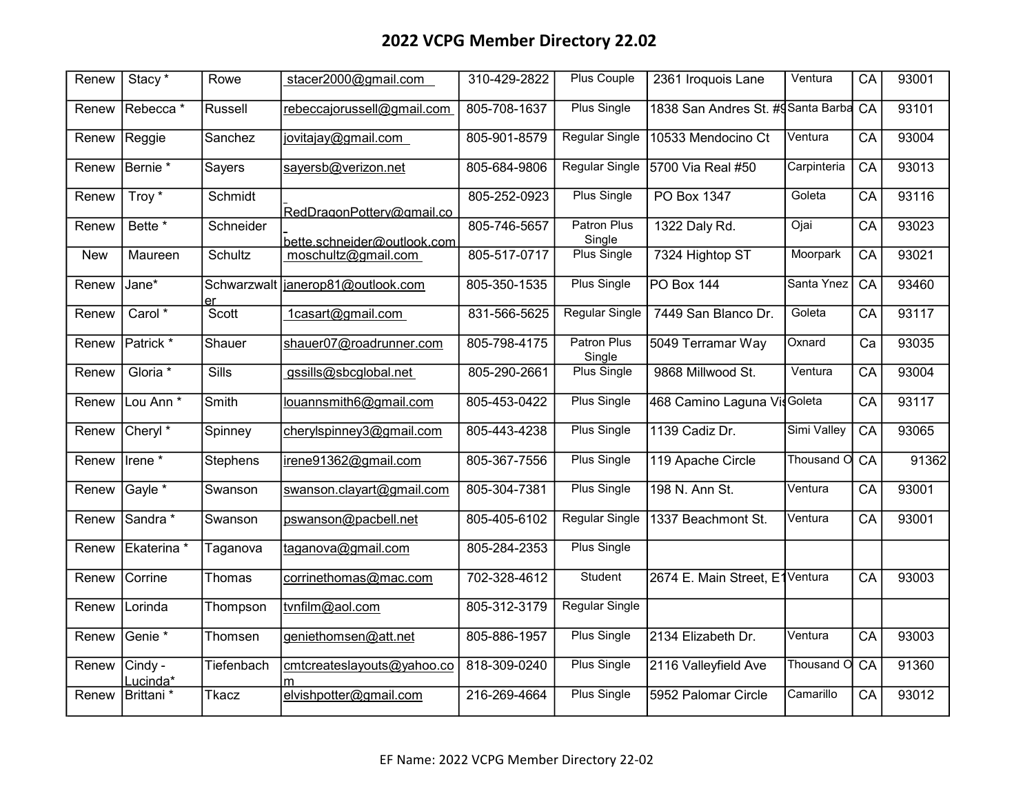# 2022 VCPG Member Directory 22.02

| | | | | | | | | | |
|---|---|---|---|---|---|---|---|---|---|
| Renew | Stacy * | Rowe | stacer2000@gmail.com | 310-429-2822 | Plus Couple | 2361 Iroquois Lane | Ventura | CA | 93001 |
| Renew | Rebecca * | Russell | rebeccajorussell@gmail.com | 805-708-1637 | Plus Single | 1838 San Andres St. #9 | Santa Barba | CA | 93101 |
| Renew | Reggie | Sanchez | jovitajay@gmail.com | 805-901-8579 | Regular Single | 10533 Mendocino Ct | Ventura | CA | 93004 |
| Renew | Bernie * | Sayers | sayersb@verizon.net | 805-684-9806 | Regular Single | 5700 Via Real #50 | Carpinteria | CA | 93013 |
| Renew | Troy * | Schmidt | RedDragonPottery@gmail.co | 805-252-0923 | Plus Single | PO Box 1347 | Goleta | CA | 93116 |
| Renew | Bette * | Schneider | bette.schneider@outlook.com | 805-746-5657 | Patron Plus Single | 1322 Daly Rd. | Ojai | CA | 93023 |
| New | Maureen | Schultz | moschultz@gmail.com | 805-517-0717 | Plus Single | 7324 Hightop ST | Moorpark | CA | 93021 |
| Renew | Jane* | Schwarzwalter | janerop81@outlook.com | 805-350-1535 | Plus Single | PO Box 144 | Santa Ynez | CA | 93460 |
| Renew | Carol * | Scott | 1casart@gmail.com | 831-566-5625 | Regular Single | 7449 San Blanco Dr. | Goleta | CA | 93117 |
| Renew | Patrick * | Shauer | shauer07@roadrunner.com | 805-798-4175 | Patron Plus Single | 5049 Terramar Way | Oxnard | Ca | 93035 |
| Renew | Gloria * | Sills | gssills@sbcglobal.net | 805-290-2661 | Plus Single | 9868 Millwood St. | Ventura | CA | 93004 |
| Renew | Lou Ann * | Smith | louannsmith6@gmail.com | 805-453-0422 | Plus Single | 468 Camino Laguna Vis | Goleta | CA | 93117 |
| Renew | Cheryl * | Spinney | cherylspinney3@gmail.com | 805-443-4238 | Plus Single | 1139 Cadiz Dr. | Simi Valley | CA | 93065 |
| Renew | Irene * | Stephens | irene91362@gmail.com | 805-367-7556 | Plus Single | 119 Apache Circle | Thousand O | CA | 91362 |
| Renew | Gayle * | Swanson | swanson.clayart@gmail.com | 805-304-7381 | Plus Single | 198 N. Ann St. | Ventura | CA | 93001 |
| Renew | Sandra * | Swanson | pswanson@pacbell.net | 805-405-6102 | Regular Single | 1337 Beachmont St. | Ventura | CA | 93001 |
| Renew | Ekaterina * | Taganova | taganova@gmail.com | 805-284-2353 | Plus Single | | | | |
| Renew | Corrine | Thomas | corrinethomas@mac.com | 702-328-4612 | Student | 2674 E. Main Street, E1 | Ventura | CA | 93003 |
| Renew | Lorinda | Thompson | tvnfilm@aol.com | 805-312-3179 | Regular Single | | | | |
| Renew | Genie * | Thomsen | geniethomsen@att.net | 805-886-1957 | Plus Single | 2134 Elizabeth Dr. | Ventura | CA | 93003 |
| Renew | Cindy - Lucinda* | Tiefenbach | cmtcreateslayouts@yahoo.com | 818-309-0240 | Plus Single | 2116 Valleyfield Ave | Thousand O | CA | 91360 |
| Renew | Brittani * | Tkacz | elvishpotter@gmail.com | 216-269-4664 | Plus Single | 5952 Palomar Circle | Camarillo | CA | 93012 |

EF Name: 2022 VCPG Member Directory 22-02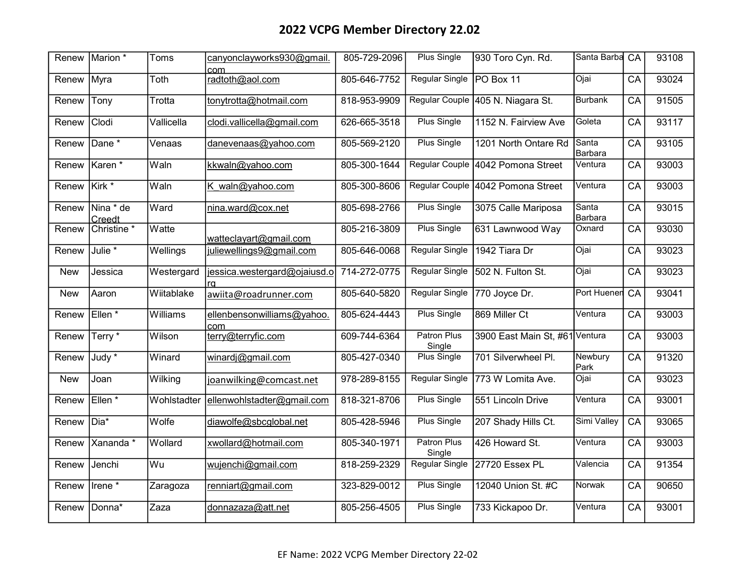# 2022 VCPG Member Directory 22.02

| Renew | Marion * | Toms | canyonclayworks930@gmail.com | 805-729-2096 | Plus Single | 930 Toro Cyn. Rd. | Santa Barba | CA | 93108 |
|---|---|---|---|---|---|---|---|---|---|
| Renew | Myra | Toth | radtoth@aol.com | 805-646-7752 | Regular Single | PO Box 11 | Ojai | CA | 93024 |
| Renew | Tony | Trotta | tonytrotta@hotmail.com | 818-953-9909 | Regular Couple | 405 N. Niagara St. | Burbank | CA | 91505 |
| Renew | Clodi | Vallicella | clodi.vallicella@gmail.com | 626-665-3518 | Plus Single | 1152 N. Fairview Ave | Goleta | CA | 93117 |
| Renew | Dane * | Venaas | danevenaas@yahoo.com | 805-569-2120 | Plus Single | 1201 North Ontare Rd | Santa Barbara | CA | 93105 |
| Renew | Karen * | Waln | kkwaln@yahoo.com | 805-300-1644 | Regular Couple | 4042 Pomona Street | Ventura | CA | 93003 |
| Renew | Kirk * | Waln | K_waln@yahoo.com | 805-300-8606 | Regular Couple | 4042 Pomona Street | Ventura | CA | 93003 |
| Renew | Nina * de Creedt | Ward | nina.ward@cox.net | 805-698-2766 | Plus Single | 3075 Calle Mariposa | Santa Barbara | CA | 93015 |
| Renew | Christine * | Watte | watteclayart@gmail.com | 805-216-3809 | Plus Single | 631 Lawnwood Way | Oxnard | CA | 93030 |
| Renew | Julie * | Wellings | juliewellings9@gmail.com | 805-646-0068 | Regular Single | 1942 Tiara Dr | Ojai | CA | 93023 |
| New | Jessica | Westergard | jessica.westergard@ojaiusd.org | 714-272-0775 | Regular Single | 502 N. Fulton St. | Ojai | CA | 93023 |
| New | Aaron | Wiitablake | awiita@roadrunner.com | 805-640-5820 | Regular Single | 770 Joyce Dr. | Port Huenen | CA | 93041 |
| Renew | Ellen * | Williams | ellenbensonwilliams@yahoo.com | 805-624-4443 | Plus Single | 869 Miller Ct | Ventura | CA | 93003 |
| Renew | Terry * | Wilson | terry@terryfic.com | 609-744-6364 | Patron Plus Single | 3900 East Main St, #61 | Ventura | CA | 93003 |
| Renew | Judy * | Winard | winardj@gmail.com | 805-427-0340 | Plus Single | 701 Silverwheel Pl. | Newbury Park | CA | 91320 |
| New | Joan | Wilking | joanwilking@comcast.net | 978-289-8155 | Regular Single | 773 W Lomita Ave. | Ojai | CA | 93023 |
| Renew | Ellen * | Wohlstadter | ellenwohlstadter@gmail.com | 818-321-8706 | Plus Single | 551 Lincoln Drive | Ventura | CA | 93001 |
| Renew | Dia* | Wolfe | diawolfe@sbcglobal.net | 805-428-5946 | Plus Single | 207 Shady Hills Ct. | Simi Valley | CA | 93065 |
| Renew | Xananda * | Wollard | xwollard@hotmail.com | 805-340-1971 | Patron Plus Single | 426 Howard St. | Ventura | CA | 93003 |
| Renew | Jenchi | Wu | wujenchi@gmail.com | 818-259-2329 | Regular Single | 27720 Essex PL | Valencia | CA | 91354 |
| Renew | Irene * | Zaragoza | renniart@gmail.com | 323-829-0012 | Plus Single | 12040 Union St. #C | Norwak | CA | 90650 |
| Renew | Donna* | Zaza | donnazaza@att.net | 805-256-4505 | Plus Single | 733 Kickapoo Dr. | Ventura | CA | 93001 |

EF Name: 2022 VCPG Member Directory 22-02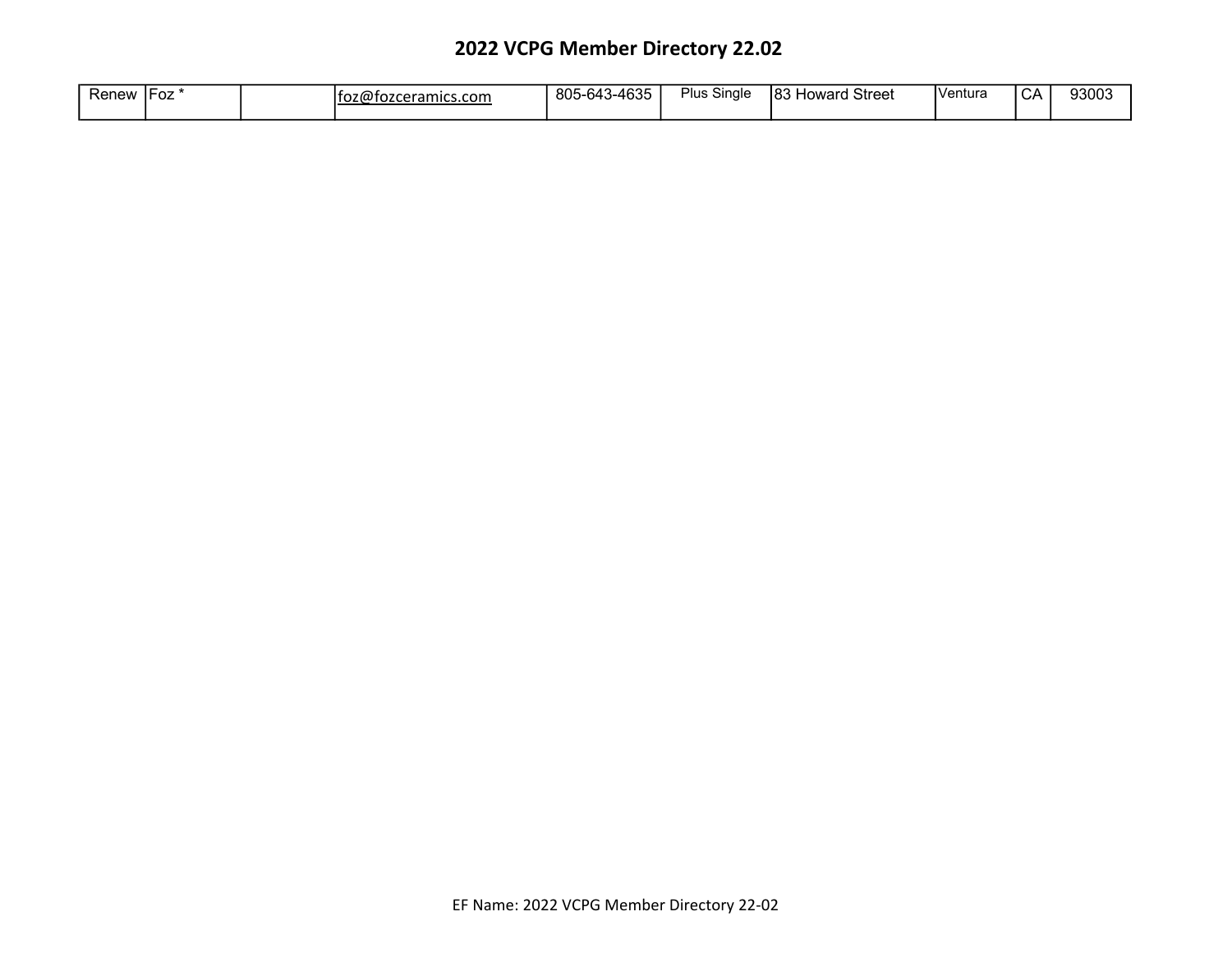# 2022 VCPG Member Directory 22.02

| | | | | | | | | | |
|---|---|---|---|---|---|---|---|---|---|
| Renew | Foz * | | foz@fozceramics.com | 805-643-4635 | Plus Single | 83 Howard Street | Ventura | CA | 93003 |

EF Name: 2022 VCPG Member Directory 22-02